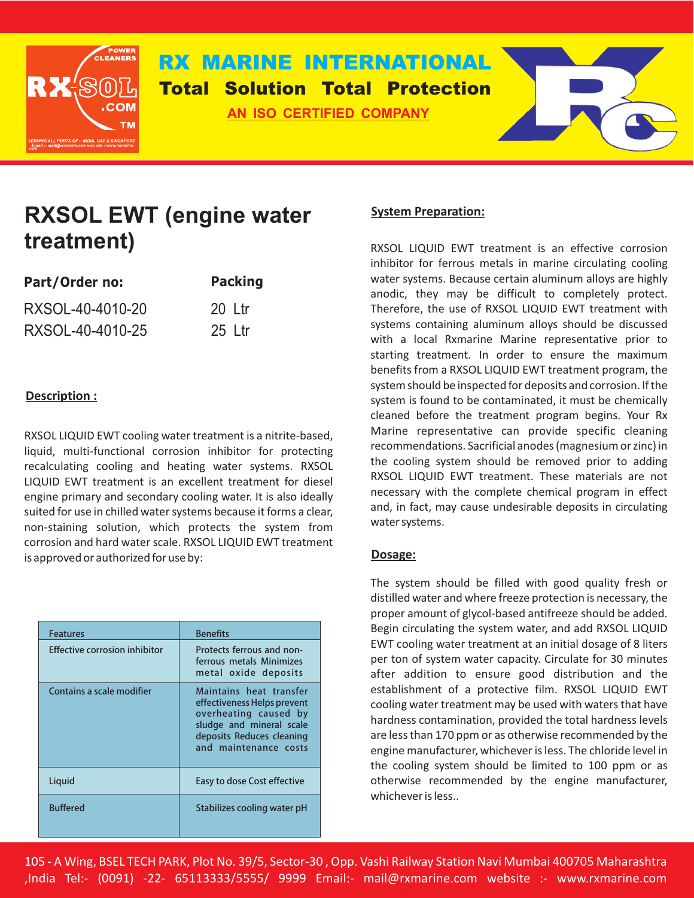# RXSOL EWT (engine water treatment)

| Part/Order no: | Packing |
|---|---|
| RXSOL-40-4010-20 | 20 Ltr |
| RXSOL-40-4010-25 | 25 Ltr |

**Description :**

RXSOL LIQUID EWT cooling water treatment is a nitrite-based, liquid, multi-functional corrosion inhibitor for protecting recalculating cooling and heating water systems. RXSOL LIQUID EWT treatment is an excellent treatment for diesel engine primary and secondary cooling water. It is also ideally suited for use in chilled water systems because it forms a clear, non-staining solution, which protects the system from corrosion and hard water scale. RXSOL LIQUID EWT treatment is approved or authorized for use by:

| Features | Benefits |
|---|---|
| Effective corrosion inhibitor | Protects ferrous and non-ferrous metals Minimizes metal oxide deposits |
| Contains a scale modifier | Maintains heat transfer effectiveness Helps prevent overheating caused by sludge and mineral scale deposits Reduces cleaning and maintenance costs |
| Liquid | Easy to dose Cost effective |
| Buffered | Stabilizes cooling water pH |

**System Preparation:**

RXSOL LIQUID EWT treatment is an effective corrosion inhibitor for ferrous metals in marine circulating cooling water systems. Because certain aluminum alloys are highly anodic, they may be difficult to completely protect. Therefore, the use of RXSOL LIQUID EWT treatment with systems containing aluminum alloys should be discussed with a local Rxmarine Marine representative prior to starting treatment. In order to ensure the maximum benefits from a RXSOL LIQUID EWT treatment program, the system should be inspected for deposits and corrosion. If the system is found to be contaminated, it must be chemically cleaned before the treatment program begins. Your Rx Marine representative can provide specific cleaning recommendations. Sacrificial anodes (magnesium or zinc) in the cooling system should be removed prior to adding RXSOL LIQUID EWT treatment. These materials are not necessary with the complete chemical program in effect and, in fact, may cause undesirable deposits in circulating water systems.

**Dosage:**

The system should be filled with good quality fresh or distilled water and where freeze protection is necessary, the proper amount of glycol-based antifreeze should be added. Begin circulating the system water, and add RXSOL LIQUID EWT cooling water treatment at an initial dosage of 8 liters per ton of system water capacity. Circulate for 30 minutes after addition to ensure good distribution and the establishment of a protective film. RXSOL LIQUID EWT cooling water treatment may be used with waters that have hardness contamination, provided the total hardness levels are less than 170 ppm or as otherwise recommended by the engine manufacturer, whichever is less. The chloride level in the cooling system should be limited to 100 ppm or as otherwise recommended by the engine manufacturer, whichever is less..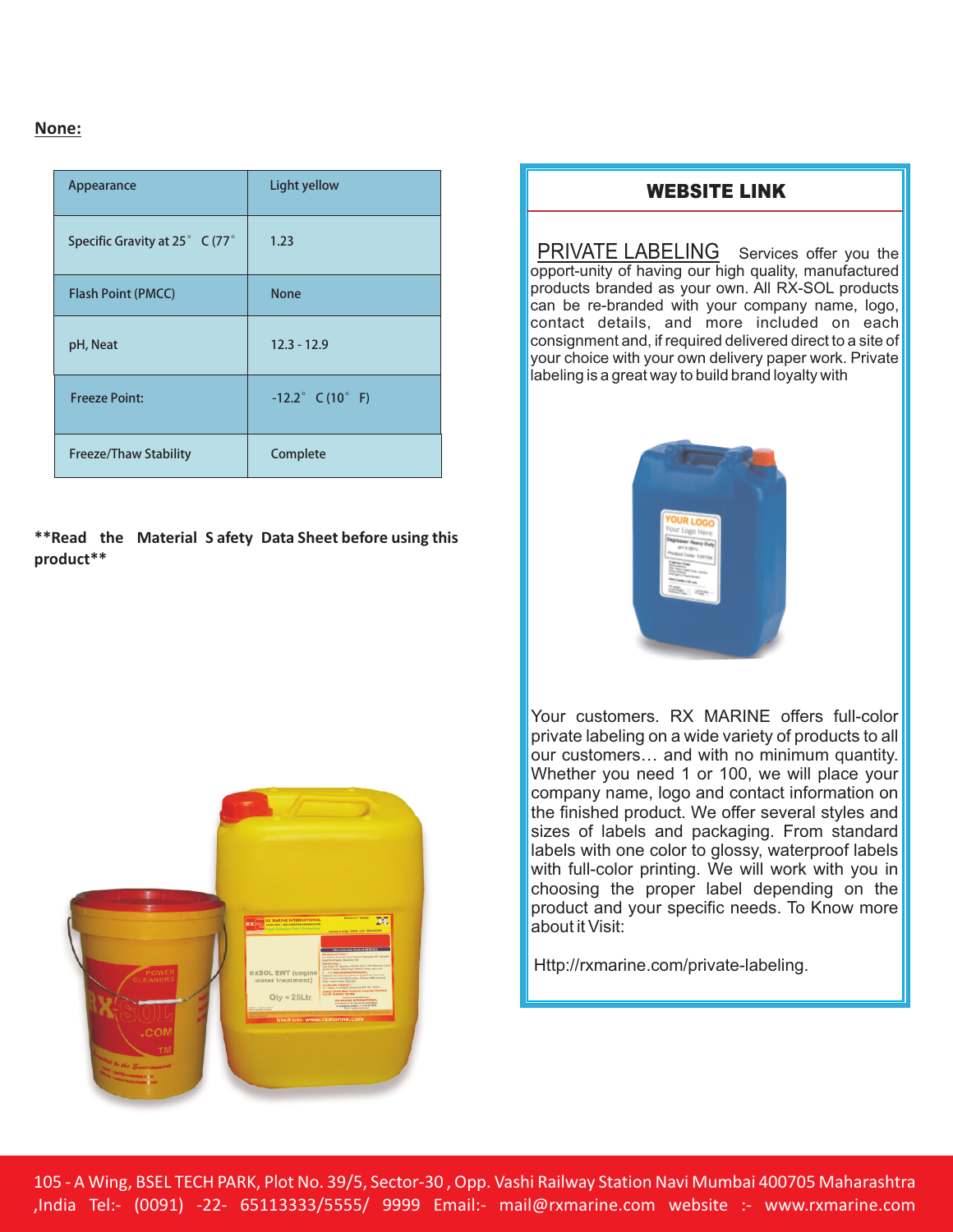**None:**

| | |
|---|---|
| Appearance | Light yellow |
| Specific Gravity at 25° C (77° | 1.23 |
| Flash Point (PMCC) | None |
| pH, Neat | 12.3 - 12.9 |
| Freeze Point: | -12.2° C (10° F) |
| Freeze/Thaw Stability | Complete |

****Read the Material S afety Data Sheet before using this product****

## WEBSITE LINK

PRIVATE LABELING Services offer you the opport-unity of having our high quality, manufactured products branded as your own. All RX-SOL products can be re-branded with your company name, logo, contact details, and more included on each consignment and, if required delivered direct to a site of your choice with your own delivery paper work. Private labeling is a great way to build brand loyalty with

Your customers. RX MARINE offers full-color private labeling on a wide variety of products to all our customers… and with no minimum quantity. Whether you need 1 or 100, we will place your company name, logo and contact information on the finished product. We offer several styles and sizes of labels and packaging. From standard labels with one color to glossy, waterproof labels with full-color printing. We will work with you in choosing the proper label depending on the product and your specific needs. To Know more about it Visit:

Http://rxmarine.com/private-labeling.

105 - A Wing, BSEL TECH PARK, Plot No. 39/5, Sector-30 , Opp. Vashi Railway Station Navi Mumbai 400705 Maharashtra ,India Tel:- (0091) -22- 65113333/5555/ 9999 Email:- mail@rxmarine.com website :- www.rxmarine.com